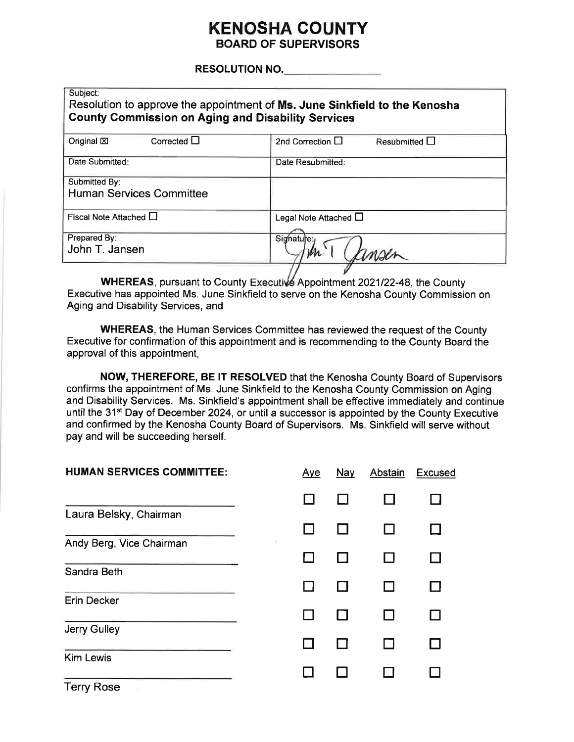# KENOSHA COUNTY

## BOARD OF SUPERVISORS

**RESOLUTION NO.** ______________

| Subject: Resolution to approve the appointment of **Ms. June Sinkfield to the Kenosha County Commission on Aging and Disability Services** | |
|---|---|
| Original ☒ Corrected ☐ | 2nd Correction ☐ Resubmitted ☐ |
| Date Submitted: | Date Resubmitted: |
| Submitted By: Human Services Committee | |
| Fiscal Note Attached ☐ | Legal Note Attached ☐ |
| Prepared By: John T. Jansen | Signature: John T Jansen |

**WHEREAS**, pursuant to County Executive Appointment 2021/22-48, the County Executive has appointed Ms. June Sinkfield to serve on the Kenosha County Commission on Aging and Disability Services, and

**WHEREAS**, the Human Services Committee has reviewed the request of the County Executive for confirmation of this appointment and is recommending to the County Board the approval of this appointment,

**NOW, THEREFORE, BE IT RESOLVED** that the Kenosha County Board of Supervisors confirms the appointment of Ms. June Sinkfield to the Kenosha County Commission on Aging and Disability Services. Ms. Sinkfield's appointment shall be effective immediately and continue until the 31st Day of December 2024, or until a successor is appointed by the County Executive and confirmed by the Kenosha County Board of Supervisors. Ms. Sinkfield will serve without pay and will be succeeding herself.

| **HUMAN SERVICES COMMITTEE:** | Aye | Nay | Abstain | Excused |
|---|---|---|---|---|
| Laura Belsky, Chairman | ☐ | ☐ | ☐ | ☐ |
| Andy Berg, Vice Chairman | ☐ | ☐ | ☐ | ☐ |
| Sandra Beth | ☐ | ☐ | ☐ | ☐ |
| Erin Decker | ☐ | ☐ | ☐ | ☐ |
| Jerry Gulley | ☐ | ☐ | ☐ | ☐ |
| Kim Lewis | ☐ | ☐ | ☐ | ☐ |
| Terry Rose | ☐ | ☐ | ☐ | ☐ |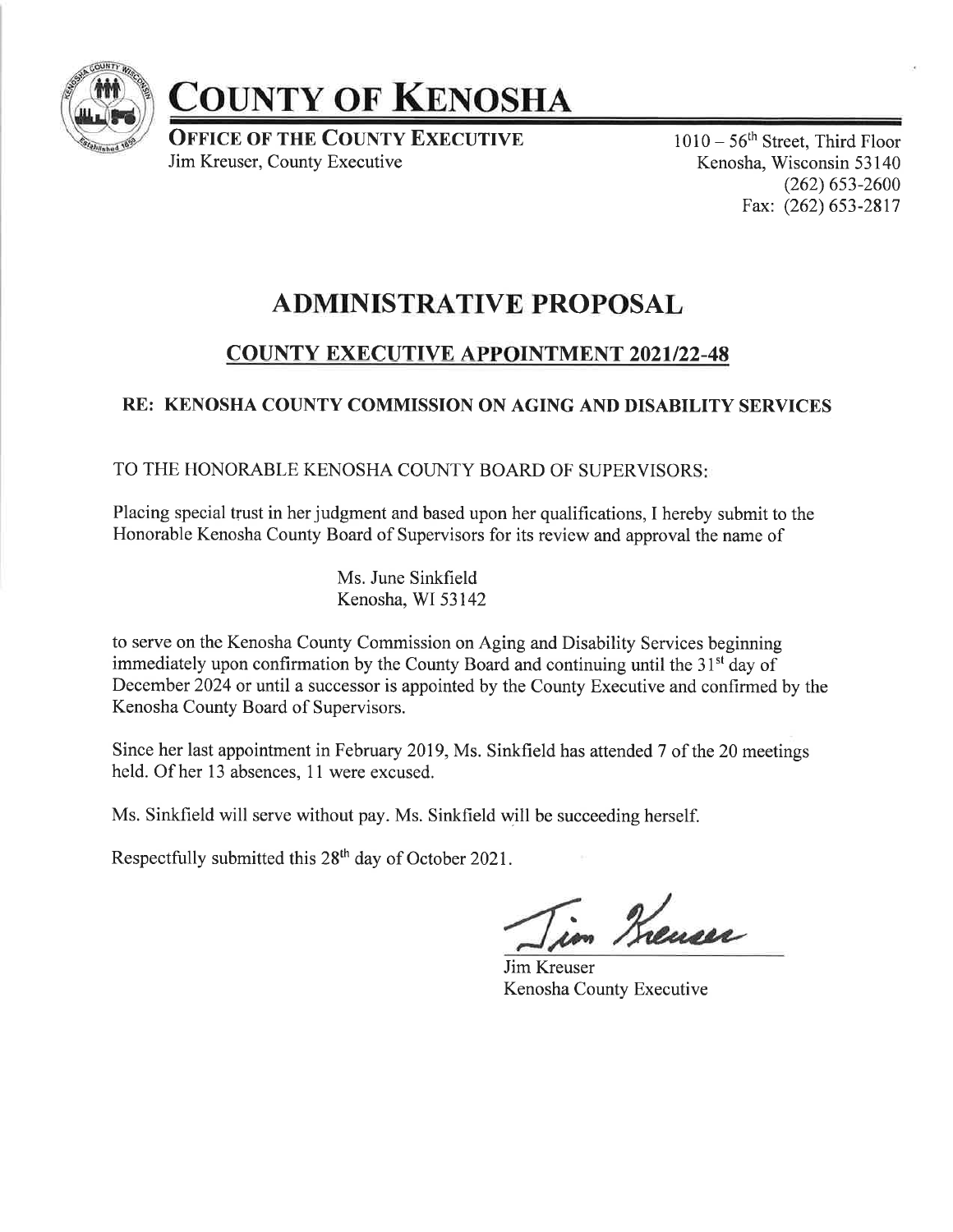# COUNTY OF KENOSHA

**OFFICE OF THE COUNTY EXECUTIVE**
Jim Kreuser, County Executive

1010 – 56th Street, Third Floor
Kenosha, Wisconsin 53140
(262) 653-2600
Fax: (262) 653-2817

# ADMINISTRATIVE PROPOSAL

## COUNTY EXECUTIVE APPOINTMENT 2021/22-48

### RE: KENOSHA COUNTY COMMISSION ON AGING AND DISABILITY SERVICES

TO THE HONORABLE KENOSHA COUNTY BOARD OF SUPERVISORS:

Placing special trust in her judgment and based upon her qualifications, I hereby submit to the Honorable Kenosha County Board of Supervisors for its review and approval the name of

Ms. June Sinkfield
Kenosha, WI 53142

to serve on the Kenosha County Commission on Aging and Disability Services beginning immediately upon confirmation by the County Board and continuing until the 31st day of December 2024 or until a successor is appointed by the County Executive and confirmed by the Kenosha County Board of Supervisors.

Since her last appointment in February 2019, Ms. Sinkfield has attended 7 of the 20 meetings held. Of her 13 absences, 11 were excused.

Ms. Sinkfield will serve without pay. Ms. Sinkfield will be succeeding herself.

Respectfully submitted this 28th day of October 2021.

Jim Kreuser
Kenosha County Executive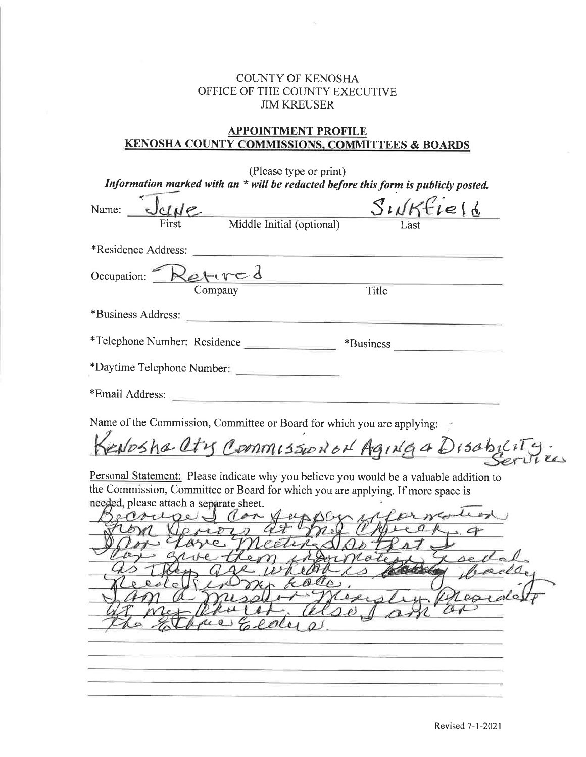COUNTY OF KENOSHA
OFFICE OF THE COUNTY EXECUTIVE
JIM KREUSER

## APPOINTMENT PROFILE
## KENOSHA COUNTY COMMISSIONS, COMMITTEES & BOARDS

(Please type or print)

***Information marked with an * will be redacted before this form is publicly posted.***

Name: June (First) _____ Middle Initial (optional) Sinkfield (Last)

*Residence Address: ____________________

Occupation: Retired (Company) ____________ Title

*Business Address: ____________________

*Telephone Number: Residence __________ *Business __________

*Daytime Telephone Number: __________

*Email Address: ____________________

Name of the Commission, Committee or Board for which you are applying:

Kenosha Cty Commission on Aging & Disability Services

Personal Statement: Please indicate why you believe you would be a valuable addition to the Commission, Committee or Board for which you are applying. If more space is needed, please attach a separate sheet.

Because I can supply information from Seniors at the Church. & I do have Meeting so that I can give them information as well as they age which is badly needed in my haste. I am a missionary president at my church. Also I am on the Ethnic Elders.

Revised 7-1-2021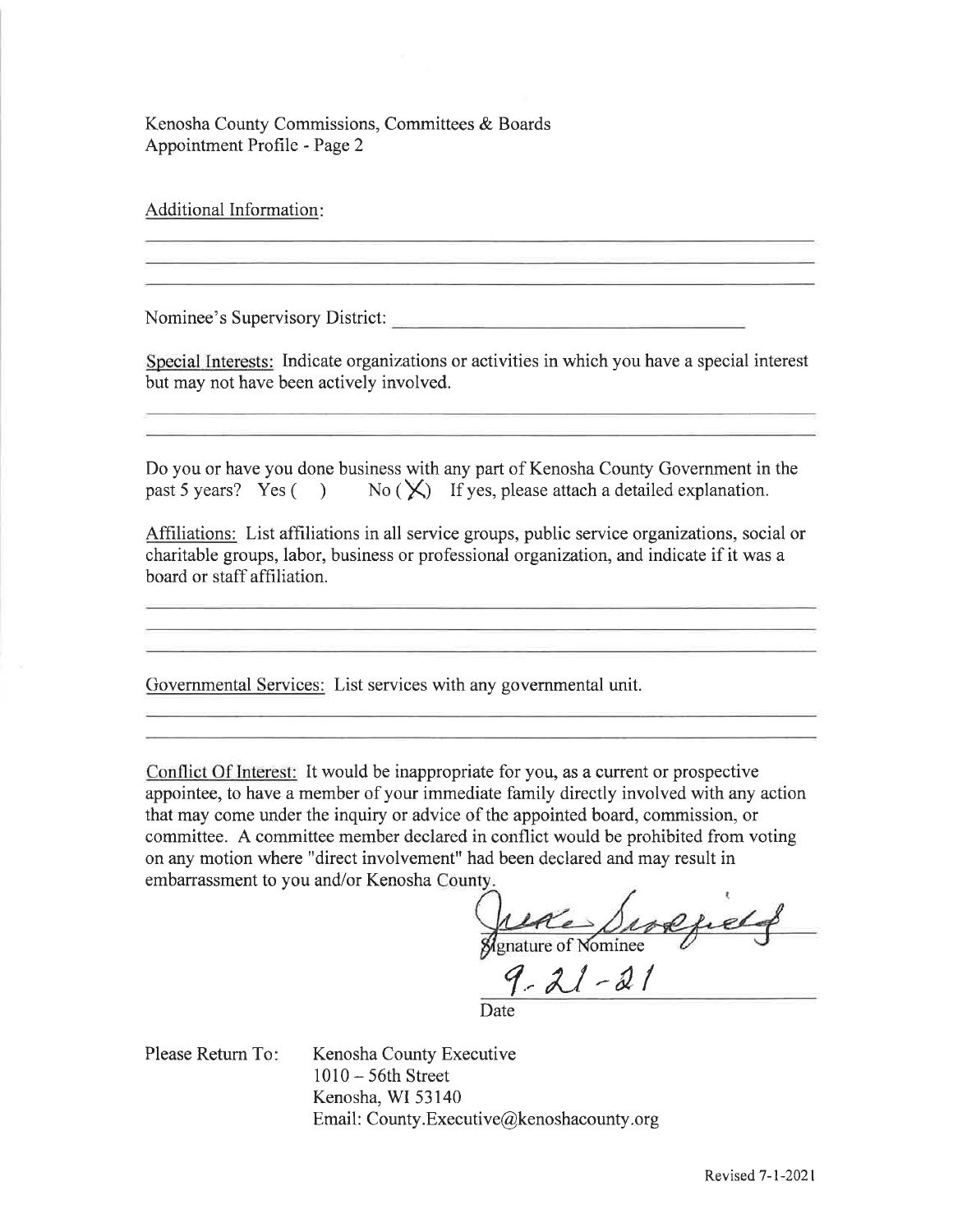Kenosha County Commissions, Committees & Boards
Appointment Profile - Page 2

Additional Information: ______________________________________________

Nominee's Supervisory District: ______________________________

Special Interests: Indicate organizations or activities in which you have a special interest but may not have been actively involved.

______________________________________________

Do you or have you done business with any part of Kenosha County Government in the past 5 years? Yes ( ) No (X) If yes, please attach a detailed explanation.

Affiliations: List affiliations in all service groups, public service organizations, social or charitable groups, labor, business or professional organization, and indicate if it was a board or staff affiliation.

______________________________________________

Governmental Services: List services with any governmental unit.

______________________________________________

Conflict Of Interest: It would be inappropriate for you, as a current or prospective appointee, to have a member of your immediate family directly involved with any action that may come under the inquiry or advice of the appointed board, commission, or committee. A committee member declared in conflict would be prohibited from voting on any motion where "direct involvement" had been declared and may result in embarrassment to you and/or Kenosha County.

[signature]
Signature of Nominee

9-21-21
Date

Please Return To: Kenosha County Executive
1010 – 56th Street
Kenosha, WI 53140
Email: County.Executive@kenoshacounty.org

Revised 7-1-2021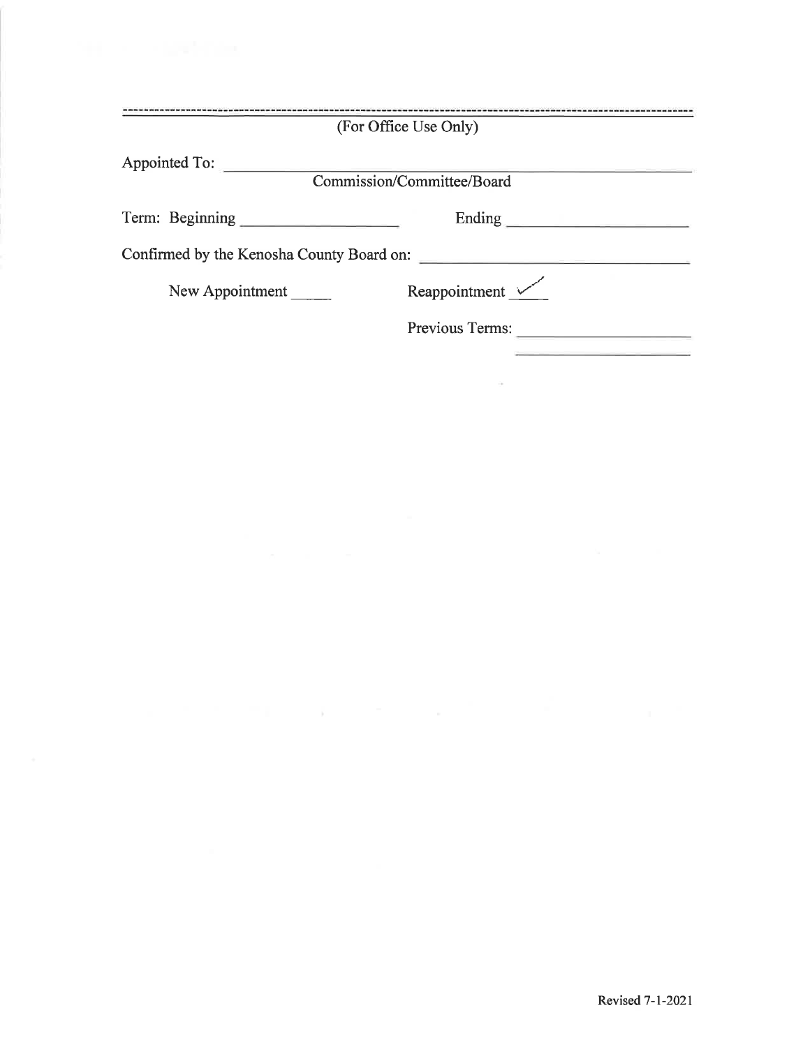---

(For Office Use Only)

Appointed To: ______________________________
Commission/Committee/Board

Term: Beginning ________________ Ending ________________

Confirmed by the Kenosha County Board on: ________________

New Appointment _____ Reappointment ✓

Previous Terms: ________________
________________

Revised 7-1-2021